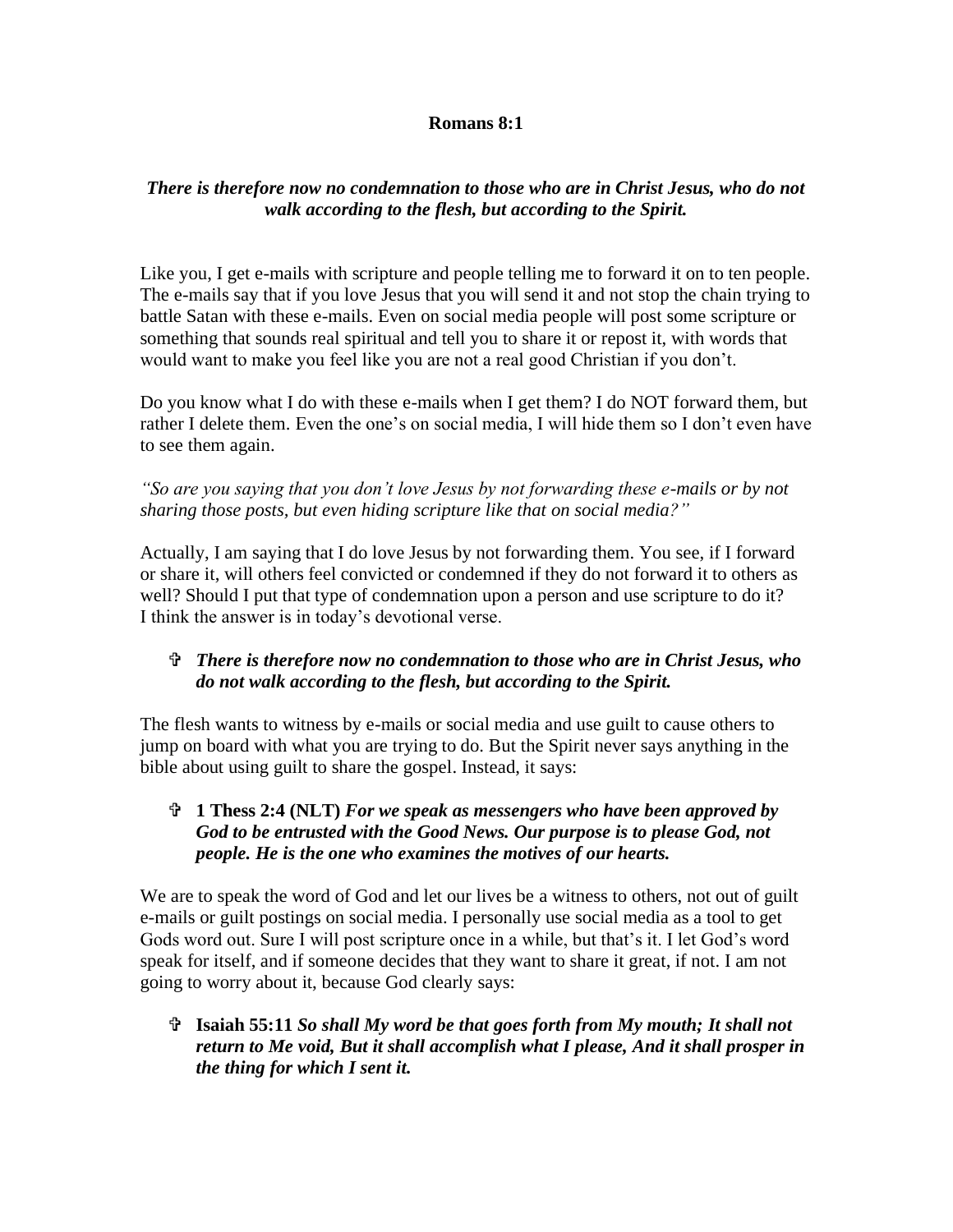**Romans 8:1**

***There is therefore now no condemnation to those who are in Christ Jesus, who do not walk according to the flesh, but according to the Spirit.***

Like you, I get e-mails with scripture and people telling me to forward it on to ten people. The e-mails say that if you love Jesus that you will send it and not stop the chain trying to battle Satan with these e-mails. Even on social media people will post some scripture or something that sounds real spiritual and tell you to share it or repost it, with words that would want to make you feel like you are not a real good Christian if you don't.

Do you know what I do with these e-mails when I get them? I do NOT forward them, but rather I delete them. Even the one's on social media, I will hide them so I don't even have to see them again.

*"So are you saying that you don't love Jesus by not forwarding these e-mails or by not sharing those posts, but even hiding scripture like that on social media?"*

Actually, I am saying that I do love Jesus by not forwarding them. You see, if I forward or share it, will others feel convicted or condemned if they do not forward it to others as well? Should I put that type of condemnation upon a person and use scripture to do it? I think the answer is in today's devotional verse.

- ***There is therefore now no condemnation to those who are in Christ Jesus, who do not walk according to the flesh, but according to the Spirit.***

The flesh wants to witness by e-mails or social media and use guilt to cause others to jump on board with what you are trying to do. But the Spirit never says anything in the bible about using guilt to share the gospel. Instead, it says:

- **1 Thess 2:4 (NLT)** ***For we speak as messengers who have been approved by God to be entrusted with the Good News. Our purpose is to please God, not people. He is the one who examines the motives of our hearts.***

We are to speak the word of God and let our lives be a witness to others, not out of guilt e-mails or guilt postings on social media. I personally use social media as a tool to get Gods word out. Sure I will post scripture once in a while, but that's it. I let God's word speak for itself, and if someone decides that they want to share it great, if not. I am not going to worry about it, because God clearly says:

- **Isaiah 55:11** ***So shall My word be that goes forth from My mouth; It shall not return to Me void, But it shall accomplish what I please, And it shall prosper in the thing for which I sent it.***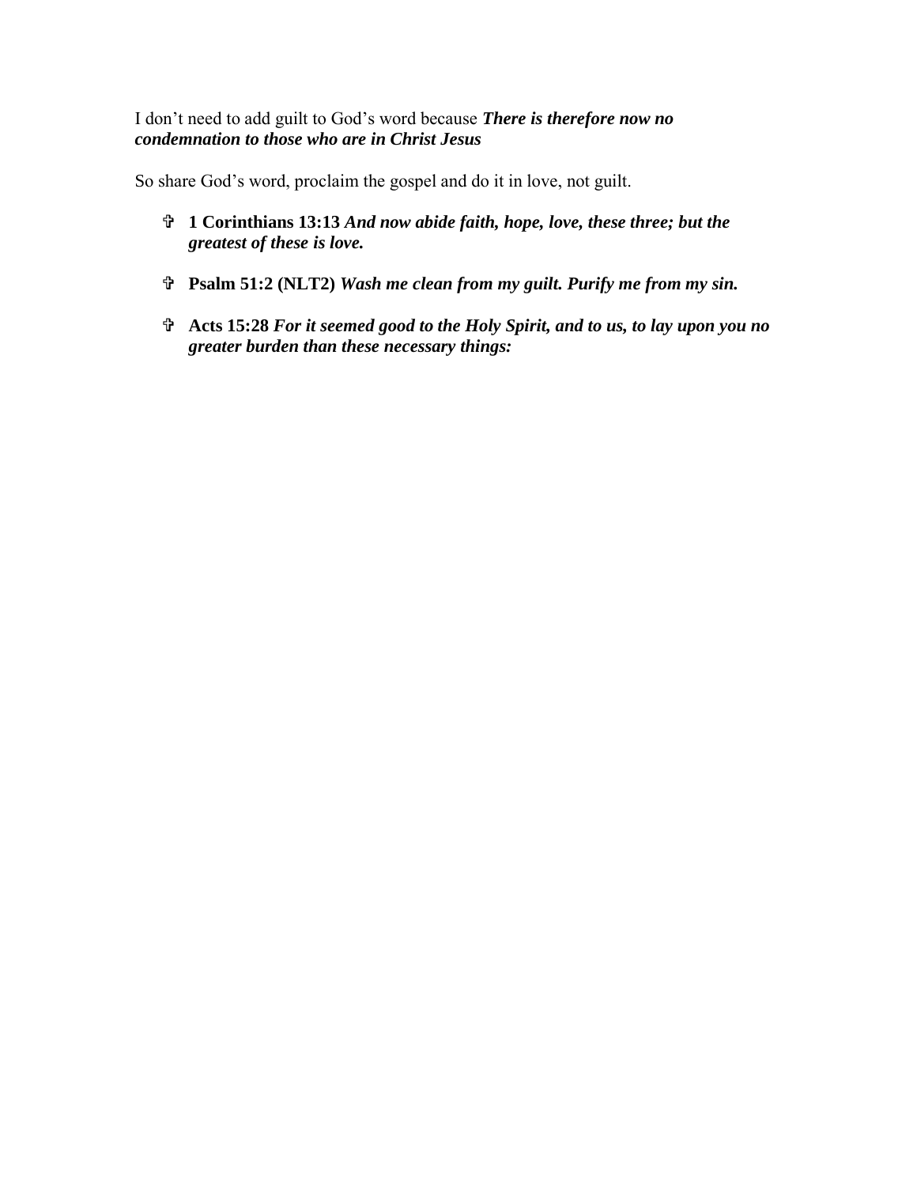I don't need to add guilt to God's word because ***There is therefore now no condemnation to those who are in Christ Jesus***

So share God's word, proclaim the gospel and do it in love, not guilt.

- ✞ **1 Corinthians 13:13** ***And now abide faith, hope, love, these three; but the greatest of these is love.***
- ✞ **Psalm 51:2 (NLT2)** ***Wash me clean from my guilt. Purify me from my sin.***
- ✞ **Acts 15:28** ***For it seemed good to the Holy Spirit, and to us, to lay upon you no greater burden than these necessary things:***